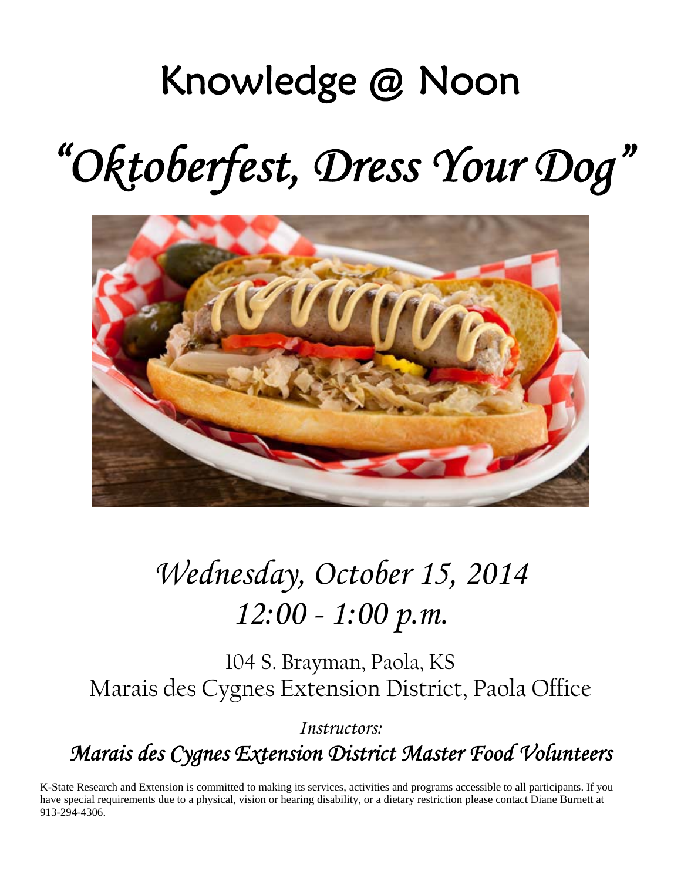# Knowledge @ Noon

# *"Oktoberfest, Dress Your Dog"*

## *Wednesday, October 15, 2014*
## *12:00 - 1:00 p.m.*

104 S. Brayman, Paola, KS
Marais des Cygnes Extension District, Paola Office

*Instructors:*

***Marais des Cygnes Extension District Master Food Volunteers***

K-State Research and Extension is committed to making its services, activities and programs accessible to all participants. If you have special requirements due to a physical, vision or hearing disability, or a dietary restriction please contact Diane Burnett at 913-294-4306.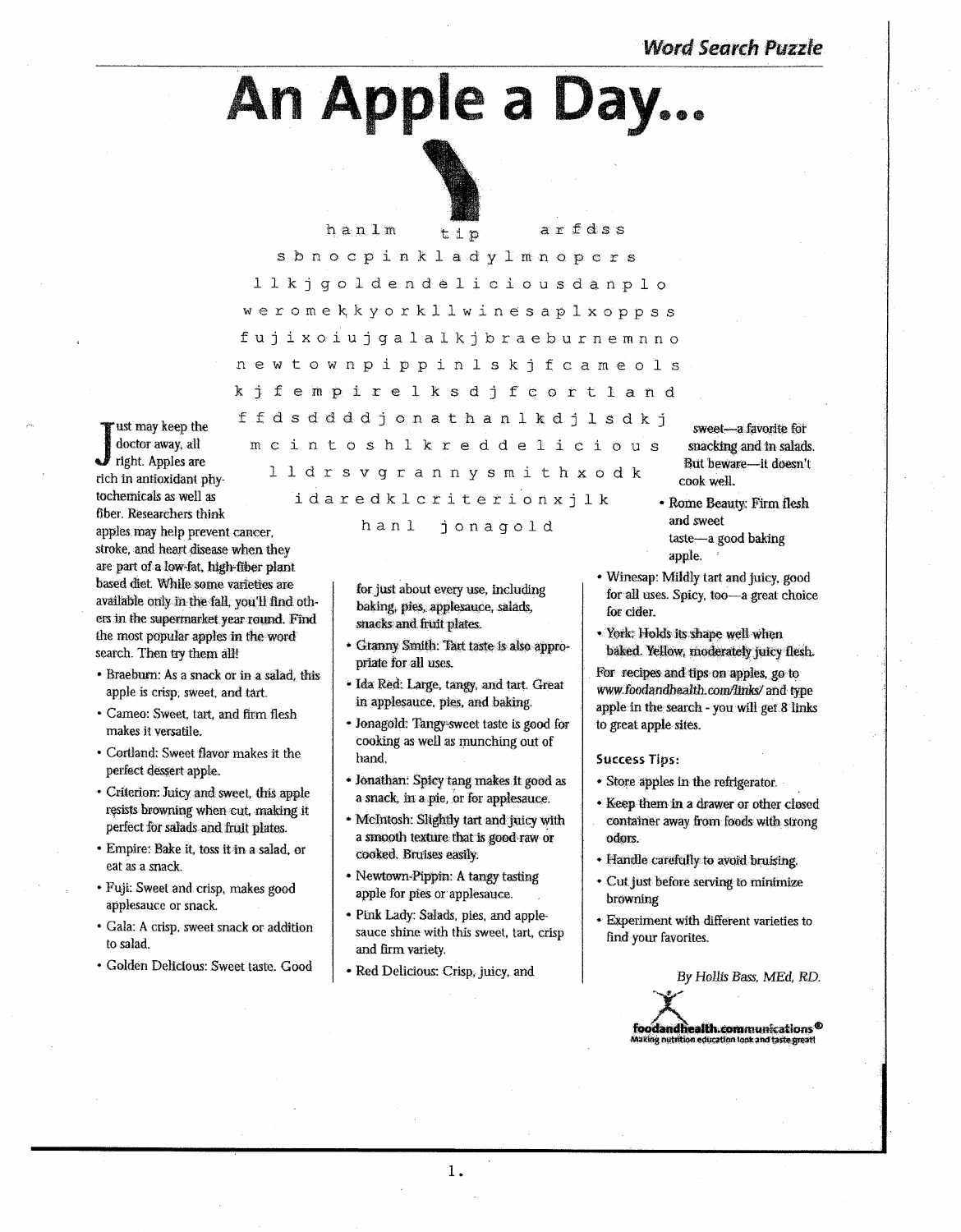# An Apple a Day...

```
              h a n l m      t i p       a r f d s s
          s b n o c p i n k l a d y l m n o p c r s
        l l k j g o l d e n d e l i c i o u s d a n p l o
        w e r o m e k k y o r k l l w i n e s a p l x o p p s s
        f u j i x o i u j g a l a l k j b r a e b u r n e m n n o
        n e w t o w n p i p p i n l s k j f c a m e o l s
        k j f e m p i r e l k s d j f c o r t l a n d
        f f d s d d d d j o n a t h a n l k d j l s d k j
          m c i n t o s h l k r e d d e l i c i o u s
            l l d r s v g r a n n y s m i t h x o d k
              i d a r e d k l c r i t e r i o n x j l k
                    h a n l    j o n a g o l d
```

Just may keep the doctor away, all right. Apples are rich in antioxidant phytochemicals as well as fiber. Researchers think apples may help prevent cancer, stroke, and heart disease when they are part of a low-fat, high-fiber plant based diet. While some varieties are available only in the fall, you'll find others in the supermarket year round. Find the most popular apples in the word search. Then try them all!

- Braeburn: As a snack or in a salad, this apple is crisp, sweet, and tart.
- Cameo: Sweet, tart, and firm flesh makes it versatile.
- Cortland: Sweet flavor makes it the perfect dessert apple.
- Criterion: Juicy and sweet, this apple resists browning when cut, making it perfect for salads and fruit plates.
- Empire: Bake it, toss it in a salad, or eat as a snack.
- Fuji: Sweet and crisp, makes good applesauce or snack.
- Gala: A crisp, sweet snack or addition to salad.
- Golden Delicious: Sweet taste. Good for just about every use, including baking, pies, applesauce, salads, snacks and fruit plates.
- Granny Smith: Tart taste is also appropriate for all uses.
- Ida Red: Large, tangy, and tart. Great in applesauce, pies, and baking.
- Jonagold: Tangy-sweet taste is good for cooking as well as munching out of hand.
- Jonathan: Spicy tang makes it good as a snack, in a pie, or for applesauce.
- McIntosh: Slightly tart and juicy with a smooth texture that is good raw or cooked. Bruises easily.
- Newtown-Pippin: A tangy tasting apple for pies or applesauce.
- Pink Lady: Salads, pies, and applesauce shine with this sweet, tart, crisp and firm variety.
- Red Delicious: Crisp, juicy, and sweet—a favorite for snacking and in salads. But beware—it doesn't cook well.
- Rome Beauty: Firm flesh and sweet taste—a good baking apple.
- Winesap: Mildly tart and juicy, good for all uses. Spicy, too—a great choice for cider.
- York: Holds its shape well when baked. Yellow, moderately juicy flesh.

For recipes and tips on apples, go to *www.foodandhealth.com/links/* and type apple in the search - you will get 8 links to great apple sites.

### Success Tips:

- Store apples in the refrigerator.
- Keep them in a drawer or other closed container away from foods with strong odors.
- Handle carefully to avoid bruising.
- Cut just before serving to minimize browning
- Experiment with different varieties to find your favorites.

*By Hollis Bass, MEd, RD.*

**foodandhealth.communications®**
Making nutrition education look and taste great!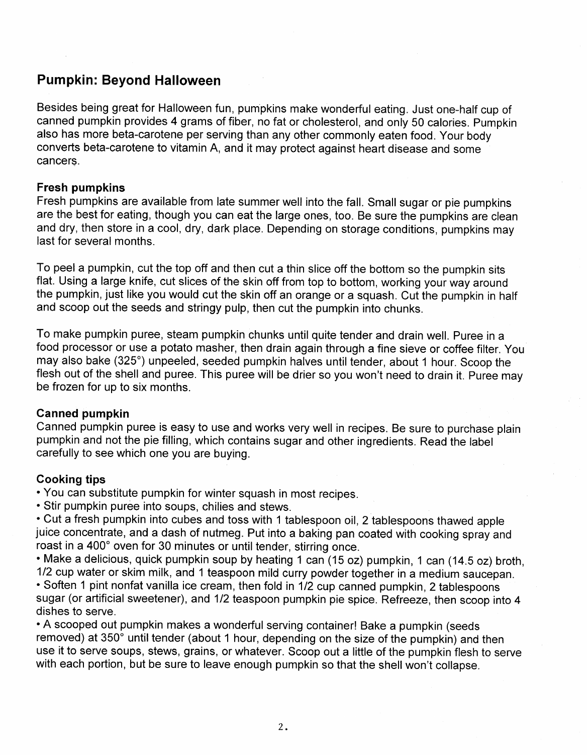## Pumpkin: Beyond Halloween

Besides being great for Halloween fun, pumpkins make wonderful eating. Just one-half cup of canned pumpkin provides 4 grams of fiber, no fat or cholesterol, and only 50 calories. Pumpkin also has more beta-carotene per serving than any other commonly eaten food. Your body converts beta-carotene to vitamin A, and it may protect against heart disease and some cancers.

### Fresh pumpkins

Fresh pumpkins are available from late summer well into the fall. Small sugar or pie pumpkins are the best for eating, though you can eat the large ones, too. Be sure the pumpkins are clean and dry, then store in a cool, dry, dark place. Depending on storage conditions, pumpkins may last for several months.

To peel a pumpkin, cut the top off and then cut a thin slice off the bottom so the pumpkin sits flat. Using a large knife, cut slices of the skin off from top to bottom, working your way around the pumpkin, just like you would cut the skin off an orange or a squash. Cut the pumpkin in half and scoop out the seeds and stringy pulp, then cut the pumpkin into chunks.

To make pumpkin puree, steam pumpkin chunks until quite tender and drain well. Puree in a food processor or use a potato masher, then drain again through a fine sieve or coffee filter. You may also bake (325°) unpeeled, seeded pumpkin halves until tender, about 1 hour. Scoop the flesh out of the shell and puree. This puree will be drier so you won't need to drain it. Puree may be frozen for up to six months.

### Canned pumpkin

Canned pumpkin puree is easy to use and works very well in recipes. Be sure to purchase plain pumpkin and not the pie filling, which contains sugar and other ingredients. Read the label carefully to see which one you are buying.

### Cooking tips

- You can substitute pumpkin for winter squash in most recipes.
- Stir pumpkin puree into soups, chilies and stews.
- Cut a fresh pumpkin into cubes and toss with 1 tablespoon oil, 2 tablespoons thawed apple juice concentrate, and a dash of nutmeg. Put into a baking pan coated with cooking spray and roast in a 400° oven for 30 minutes or until tender, stirring once.
- Make a delicious, quick pumpkin soup by heating 1 can (15 oz) pumpkin, 1 can (14.5 oz) broth, 1/2 cup water or skim milk, and 1 teaspoon mild curry powder together in a medium saucepan.
- Soften 1 pint nonfat vanilla ice cream, then fold in 1/2 cup canned pumpkin, 2 tablespoons sugar (or artificial sweetener), and 1/2 teaspoon pumpkin pie spice. Refreeze, then scoop into 4 dishes to serve.
- A scooped out pumpkin makes a wonderful serving container! Bake a pumpkin (seeds removed) at 350° until tender (about 1 hour, depending on the size of the pumpkin) and then use it to serve soups, stews, grains, or whatever. Scoop out a little of the pumpkin flesh to serve with each portion, but be sure to leave enough pumpkin so that the shell won't collapse.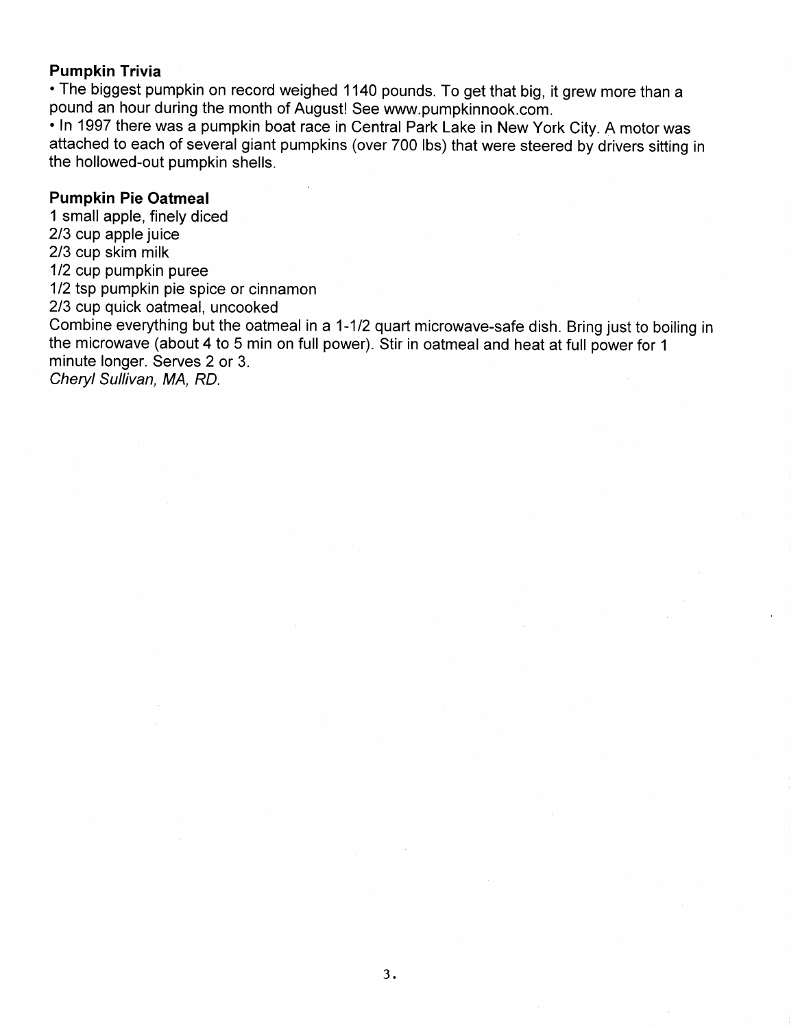### Pumpkin Trivia

- The biggest pumpkin on record weighed 1140 pounds. To get that big, it grew more than a pound an hour during the month of August! See www.pumpkinnook.com.
- In 1997 there was a pumpkin boat race in Central Park Lake in New York City. A motor was attached to each of several giant pumpkins (over 700 lbs) that were steered by drivers sitting in the hollowed-out pumpkin shells.

### Pumpkin Pie Oatmeal

1 small apple, finely diced
2/3 cup apple juice
2/3 cup skim milk
1/2 cup pumpkin puree
1/2 tsp pumpkin pie spice or cinnamon
2/3 cup quick oatmeal, uncooked

Combine everything but the oatmeal in a 1-1/2 quart microwave-safe dish. Bring just to boiling in the microwave (about 4 to 5 min on full power). Stir in oatmeal and heat at full power for 1 minute longer. Serves 2 or 3.

*Cheryl Sullivan, MA, RD.*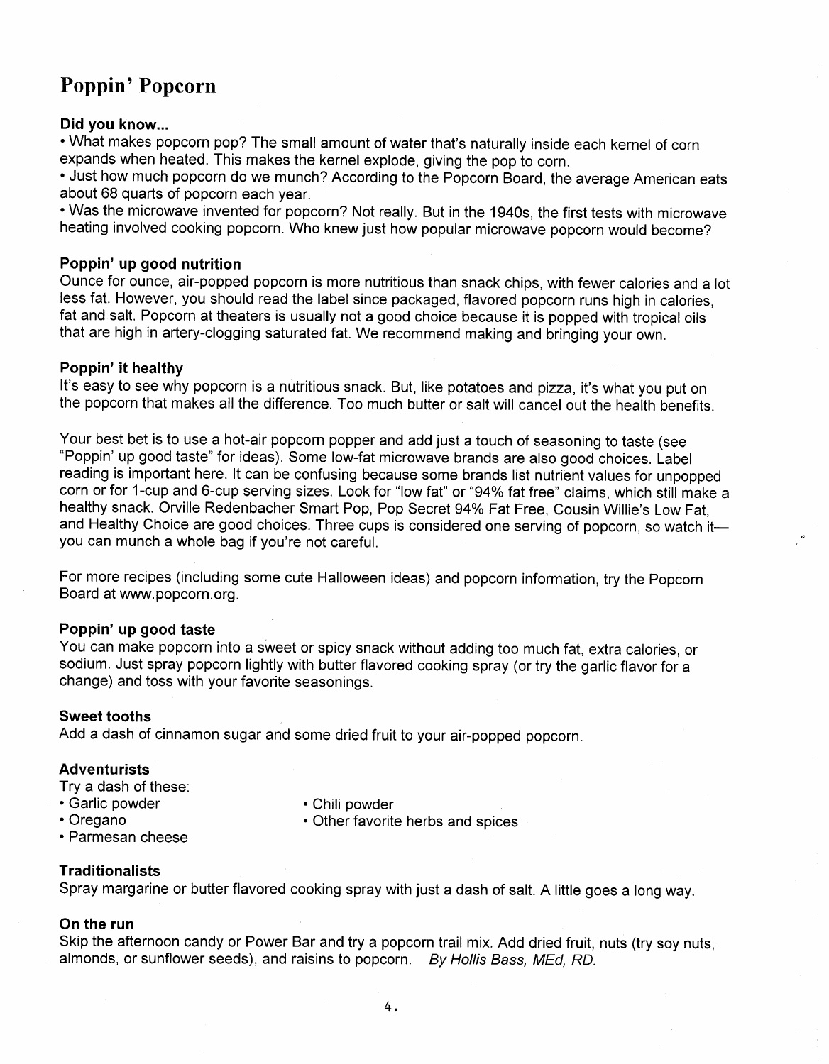# Poppin' Popcorn

### Did you know...

- What makes popcorn pop? The small amount of water that's naturally inside each kernel of corn expands when heated. This makes the kernel explode, giving the pop to corn.
- Just how much popcorn do we munch? According to the Popcorn Board, the average American eats about 68 quarts of popcorn each year.
- Was the microwave invented for popcorn? Not really. But in the 1940s, the first tests with microwave heating involved cooking popcorn. Who knew just how popular microwave popcorn would become?

### Poppin' up good nutrition

Ounce for ounce, air-popped popcorn is more nutritious than snack chips, with fewer calories and a lot less fat. However, you should read the label since packaged, flavored popcorn runs high in calories, fat and salt. Popcorn at theaters is usually not a good choice because it is popped with tropical oils that are high in artery-clogging saturated fat. We recommend making and bringing your own.

### Poppin' it healthy

It's easy to see why popcorn is a nutritious snack. But, like potatoes and pizza, it's what you put on the popcorn that makes all the difference. Too much butter or salt will cancel out the health benefits.

Your best bet is to use a hot-air popcorn popper and add just a touch of seasoning to taste (see "Poppin' up good taste" for ideas). Some low-fat microwave brands are also good choices. Label reading is important here. It can be confusing because some brands list nutrient values for unpopped corn or for 1-cup and 6-cup serving sizes. Look for "low fat" or "94% fat free" claims, which still make a healthy snack. Orville Redenbacher Smart Pop, Pop Secret 94% Fat Free, Cousin Willie's Low Fat, and Healthy Choice are good choices. Three cups is considered one serving of popcorn, so watch it—you can munch a whole bag if you're not careful.

For more recipes (including some cute Halloween ideas) and popcorn information, try the Popcorn Board at www.popcorn.org.

### Poppin' up good taste

You can make popcorn into a sweet or spicy snack without adding too much fat, extra calories, or sodium. Just spray popcorn lightly with butter flavored cooking spray (or try the garlic flavor for a change) and toss with your favorite seasonings.

### Sweet tooths

Add a dash of cinnamon sugar and some dried fruit to your air-popped popcorn.

### Adventurists

Try a dash of these:

- Garlic powder
- Oregano
- Parmesan cheese
- Chili powder
- Other favorite herbs and spices

### Traditionalists

Spray margarine or butter flavored cooking spray with just a dash of salt. A little goes a long way.

### On the run

Skip the afternoon candy or Power Bar and try a popcorn trail mix. Add dried fruit, nuts (try soy nuts, almonds, or sunflower seeds), and raisins to popcorn. *By Hollis Bass, MEd, RD.*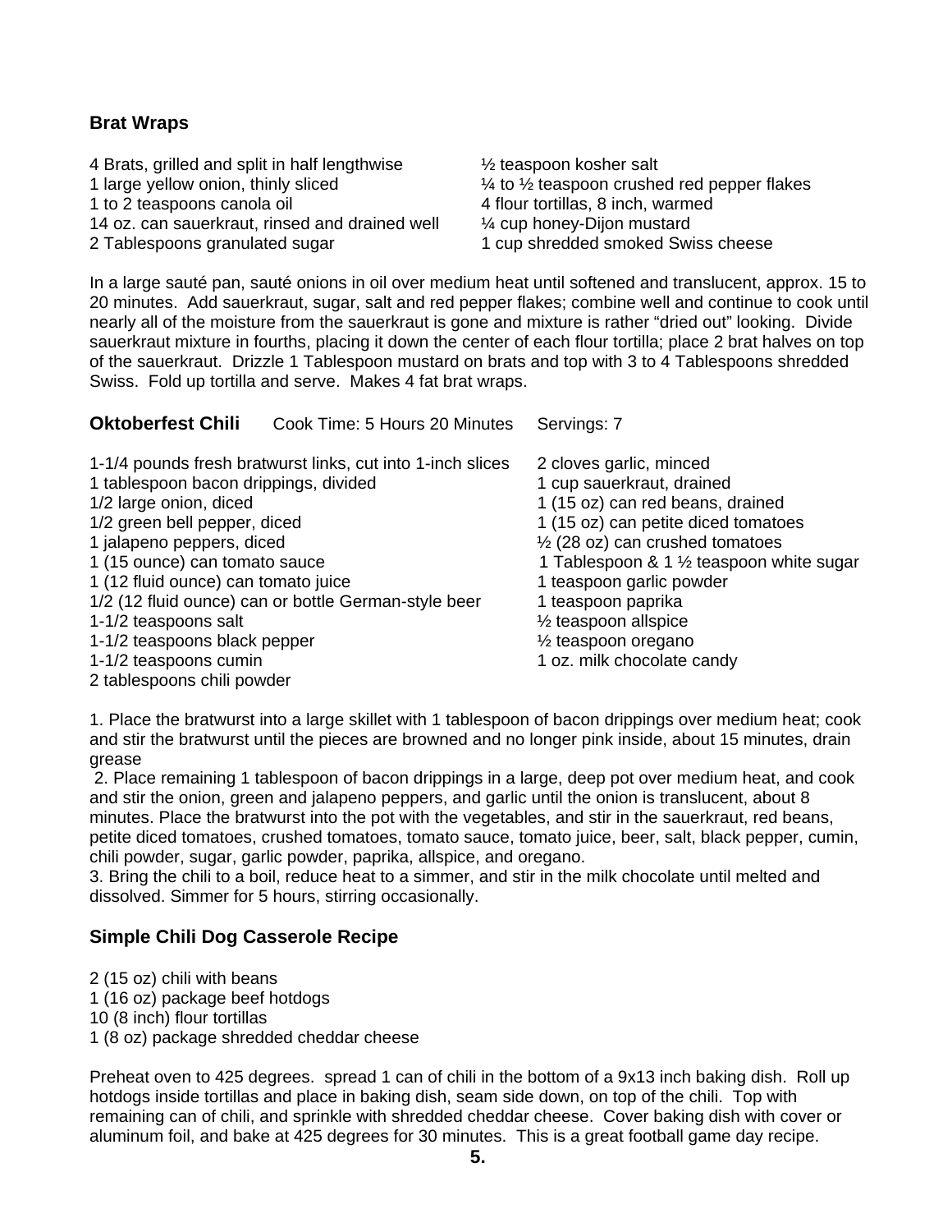## Brat Wraps

4 Brats, grilled and split in half lengthwise
1 large yellow onion, thinly sliced
1 to 2 teaspoons canola oil
14 oz. can sauerkraut, rinsed and drained well
2 Tablespoons granulated sugar
½ teaspoon kosher salt
¼ to ½ teaspoon crushed red pepper flakes
4 flour tortillas, 8 inch, warmed
¼ cup honey-Dijon mustard
1 cup shredded smoked Swiss cheese

In a large sauté pan, sauté onions in oil over medium heat until softened and translucent, approx. 15 to 20 minutes. Add sauerkraut, sugar, salt and red pepper flakes; combine well and continue to cook until nearly all of the moisture from the sauerkraut is gone and mixture is rather "dried out" looking. Divide sauerkraut mixture in fourths, placing it down the center of each flour tortilla; place 2 brat halves on top of the sauerkraut. Drizzle 1 Tablespoon mustard on brats and top with 3 to 4 Tablespoons shredded Swiss. Fold up tortilla and serve. Makes 4 fat brat wraps.

## Oktoberfest Chili

Cook Time: 5 Hours 20 Minutes Servings: 7

1-1/4 pounds fresh bratwurst links, cut into 1-inch slices
1 tablespoon bacon drippings, divided
1/2 large onion, diced
1/2 green bell pepper, diced
1 jalapeno peppers, diced
1 (15 ounce) can tomato sauce
1 (12 fluid ounce) can tomato juice
1/2 (12 fluid ounce) can or bottle German-style beer
1-1/2 teaspoons salt
1-1/2 teaspoons black pepper
1-1/2 teaspoons cumin
2 tablespoons chili powder
2 cloves garlic, minced
1 cup sauerkraut, drained
1 (15 oz) can red beans, drained
1 (15 oz) can petite diced tomatoes
½ (28 oz) can crushed tomatoes
1 Tablespoon & 1 ½ teaspoon white sugar
1 teaspoon garlic powder
1 teaspoon paprika
½ teaspoon allspice
½ teaspoon oregano
1 oz. milk chocolate candy

1. Place the bratwurst into a large skillet with 1 tablespoon of bacon drippings over medium heat; cook and stir the bratwurst until the pieces are browned and no longer pink inside, about 15 minutes, drain grease
2. Place remaining 1 tablespoon of bacon drippings in a large, deep pot over medium heat, and cook and stir the onion, green and jalapeno peppers, and garlic until the onion is translucent, about 8 minutes. Place the bratwurst into the pot with the vegetables, and stir in the sauerkraut, red beans, petite diced tomatoes, crushed tomatoes, tomato sauce, tomato juice, beer, salt, black pepper, cumin, chili powder, sugar, garlic powder, paprika, allspice, and oregano.
3. Bring the chili to a boil, reduce heat to a simmer, and stir in the milk chocolate until melted and dissolved. Simmer for 5 hours, stirring occasionally.

## Simple Chili Dog Casserole Recipe

2 (15 oz) chili with beans
1 (16 oz) package beef hotdogs
10 (8 inch) flour tortillas
1 (8 oz) package shredded cheddar cheese

Preheat oven to 425 degrees. spread 1 can of chili in the bottom of a 9x13 inch baking dish. Roll up hotdogs inside tortillas and place in baking dish, seam side down, on top of the chili. Top with remaining can of chili, and sprinkle with shredded cheddar cheese. Cover baking dish with cover or aluminum foil, and bake at 425 degrees for 30 minutes. This is a great football game day recipe.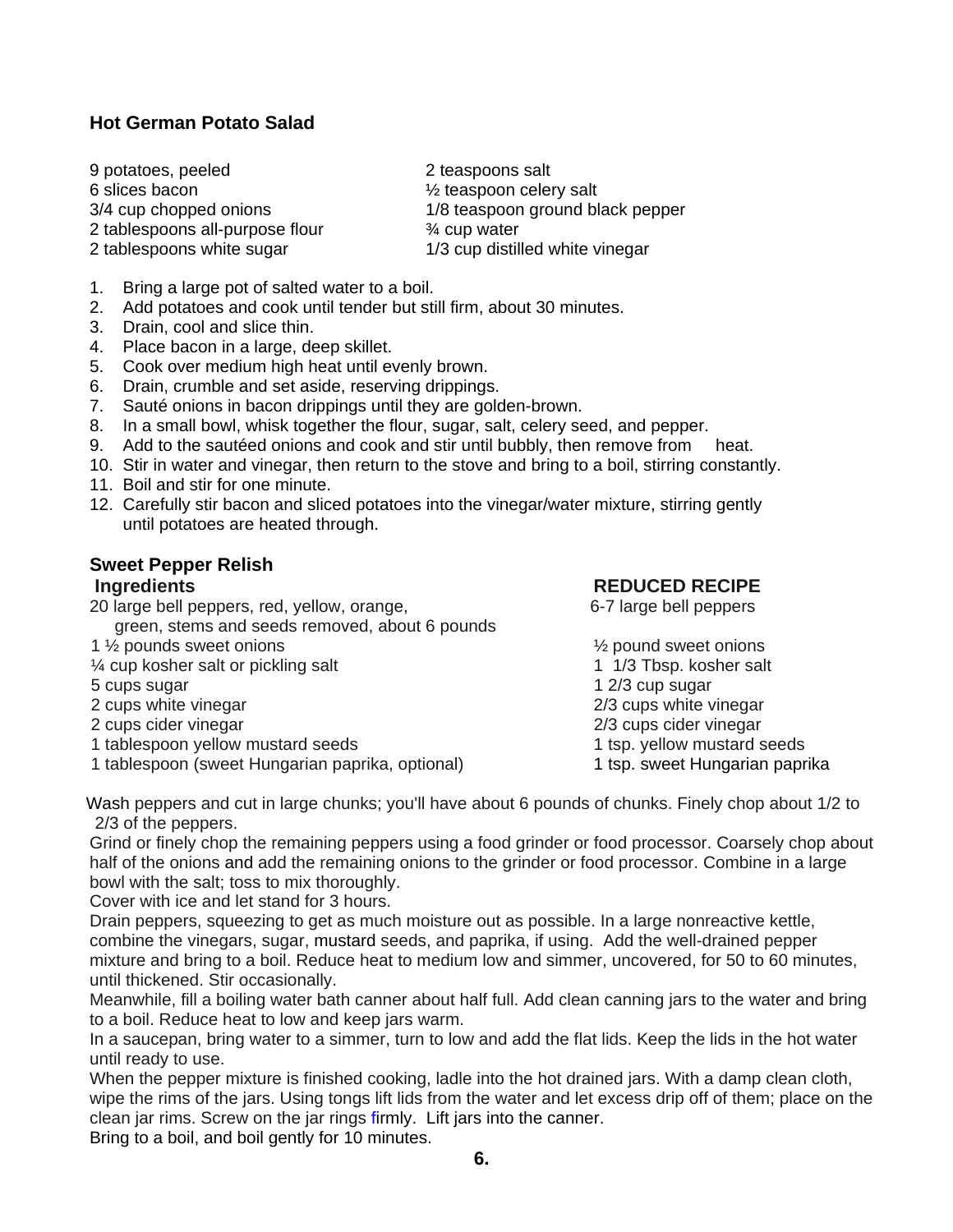## Hot German Potato Salad

9 potatoes, peeled
6 slices bacon
3/4 cup chopped onions
2 tablespoons all-purpose flour
2 tablespoons white sugar
2 teaspoons salt
½ teaspoon celery salt
1/8 teaspoon ground black pepper
¾ cup water
1/3 cup distilled white vinegar

1. Bring a large pot of salted water to a boil.
2. Add potatoes and cook until tender but still firm, about 30 minutes.
3. Drain, cool and slice thin.
4. Place bacon in a large, deep skillet.
5. Cook over medium high heat until evenly brown.
6. Drain, crumble and set aside, reserving drippings.
7. Sauté onions in bacon drippings until they are golden-brown.
8. In a small bowl, whisk together the flour, sugar, salt, celery seed, and pepper.
9. Add to the sautéed onions and cook and stir until bubbly, then remove from heat.
10. Stir in water and vinegar, then return to the stove and bring to a boil, stirring constantly.
11. Boil and stir for one minute.
12. Carefully stir bacon and sliced potatoes into the vinegar/water mixture, stirring gently until potatoes are heated through.

## Sweet Pepper Relish

| Ingredients | REDUCED RECIPE |
|---|---|
| 20 large bell peppers, red, yellow, orange, green, stems and seeds removed, about 6 pounds | 6-7 large bell peppers |
| 1 ½ pounds sweet onions | ½ pound sweet onions |
| ¼ cup kosher salt or pickling salt | 1 1/3 Tbsp. kosher salt |
| 5 cups sugar | 1 2/3 cup sugar |
| 2 cups white vinegar | 2/3 cups white vinegar |
| 2 cups cider vinegar | 2/3 cups cider vinegar |
| 1 tablespoon yellow mustard seeds | 1 tsp. yellow mustard seeds |
| 1 tablespoon (sweet Hungarian paprika, optional) | 1 tsp. sweet Hungarian paprika |

Wash peppers and cut in large chunks; you'll have about 6 pounds of chunks. Finely chop about 1/2 to 2/3 of the peppers.

Grind or finely chop the remaining peppers using a food grinder or food processor. Coarsely chop about half of the onions and add the remaining onions to the grinder or food processor. Combine in a large bowl with the salt; toss to mix thoroughly.

Cover with ice and let stand for 3 hours.

Drain peppers, squeezing to get as much moisture out as possible. In a large nonreactive kettle, combine the vinegars, sugar, mustard seeds, and paprika, if using. Add the well-drained pepper mixture and bring to a boil. Reduce heat to medium low and simmer, uncovered, for 50 to 60 minutes, until thickened. Stir occasionally.

Meanwhile, fill a boiling water bath canner about half full. Add clean canning jars to the water and bring to a boil. Reduce heat to low and keep jars warm.

In a saucepan, bring water to a simmer, turn to low and add the flat lids. Keep the lids in the hot water until ready to use.

When the pepper mixture is finished cooking, ladle into the hot drained jars. With a damp clean cloth, wipe the rims of the jars. Using tongs lift lids from the water and let excess drip off of them; place on the clean jar rims. Screw on the jar rings firmly. Lift jars into the canner.

Bring to a boil, and boil gently for 10 minutes.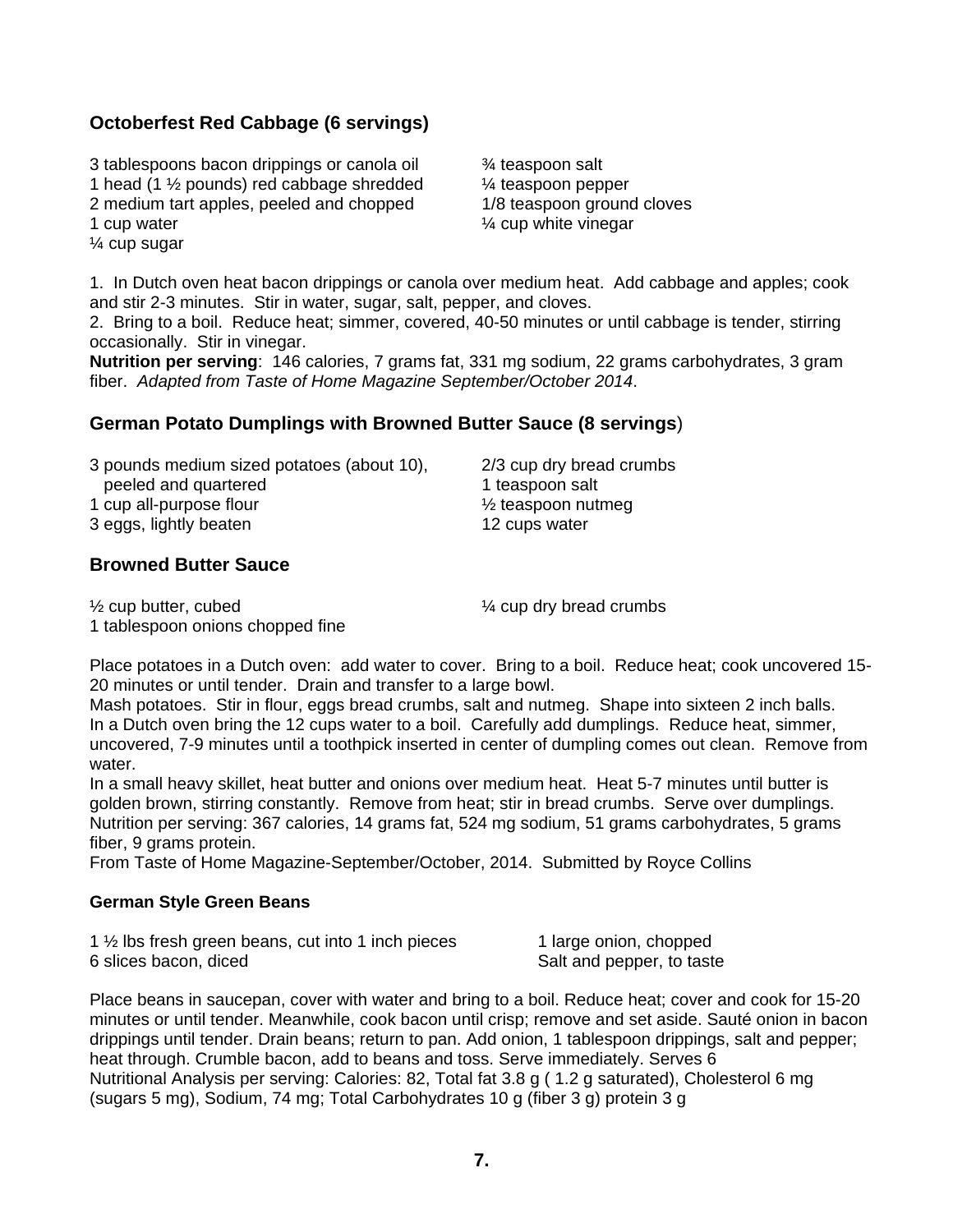### Octoberfest Red Cabbage (6 servings)

3 tablespoons bacon drippings or canola oil
1 head (1 ½ pounds) red cabbage shredded
2 medium tart apples, peeled and chopped
1 cup water
¼ cup sugar
¾ teaspoon salt
¼ teaspoon pepper
1/8 teaspoon ground cloves
¼ cup white vinegar

1. In Dutch oven heat bacon drippings or canola over medium heat. Add cabbage and apples; cook and stir 2-3 minutes. Stir in water, sugar, salt, pepper, and cloves.
2. Bring to a boil. Reduce heat; simmer, covered, 40-50 minutes or until cabbage is tender, stirring occasionally. Stir in vinegar.

**Nutrition per serving**: 146 calories, 7 grams fat, 331 mg sodium, 22 grams carbohydrates, 3 gram fiber. *Adapted from Taste of Home Magazine September/October 2014*.

### German Potato Dumplings with Browned Butter Sauce (8 servings)

3 pounds medium sized potatoes (about 10), peeled and quartered
1 cup all-purpose flour
3 eggs, lightly beaten
2/3 cup dry bread crumbs
1 teaspoon salt
½ teaspoon nutmeg
12 cups water

### Browned Butter Sauce

½ cup butter, cubed
1 tablespoon onions chopped fine
¼ cup dry bread crumbs

Place potatoes in a Dutch oven: add water to cover. Bring to a boil. Reduce heat; cook uncovered 15-20 minutes or until tender. Drain and transfer to a large bowl.
Mash potatoes. Stir in flour, eggs bread crumbs, salt and nutmeg. Shape into sixteen 2 inch balls.
In a Dutch oven bring the 12 cups water to a boil. Carefully add dumplings. Reduce heat, simmer, uncovered, 7-9 minutes until a toothpick inserted in center of dumpling comes out clean. Remove from water.
In a small heavy skillet, heat butter and onions over medium heat. Heat 5-7 minutes until butter is golden brown, stirring constantly. Remove from heat; stir in bread crumbs. Serve over dumplings.
Nutrition per serving: 367 calories, 14 grams fat, 524 mg sodium, 51 grams carbohydrates, 5 grams fiber, 9 grams protein.
From Taste of Home Magazine-September/October, 2014. Submitted by Royce Collins

#### German Style Green Beans

1 ½ lbs fresh green beans, cut into 1 inch pieces
6 slices bacon, diced
1 large onion, chopped
Salt and pepper, to taste

Place beans in saucepan, cover with water and bring to a boil. Reduce heat; cover and cook for 15-20 minutes or until tender. Meanwhile, cook bacon until crisp; remove and set aside. Sauté onion in bacon drippings until tender. Drain beans; return to pan. Add onion, 1 tablespoon drippings, salt and pepper; heat through. Crumble bacon, add to beans and toss. Serve immediately. Serves 6
Nutritional Analysis per serving: Calories: 82, Total fat 3.8 g ( 1.2 g saturated), Cholesterol 6 mg (sugars 5 mg), Sodium, 74 mg; Total Carbohydrates 10 g (fiber 3 g) protein 3 g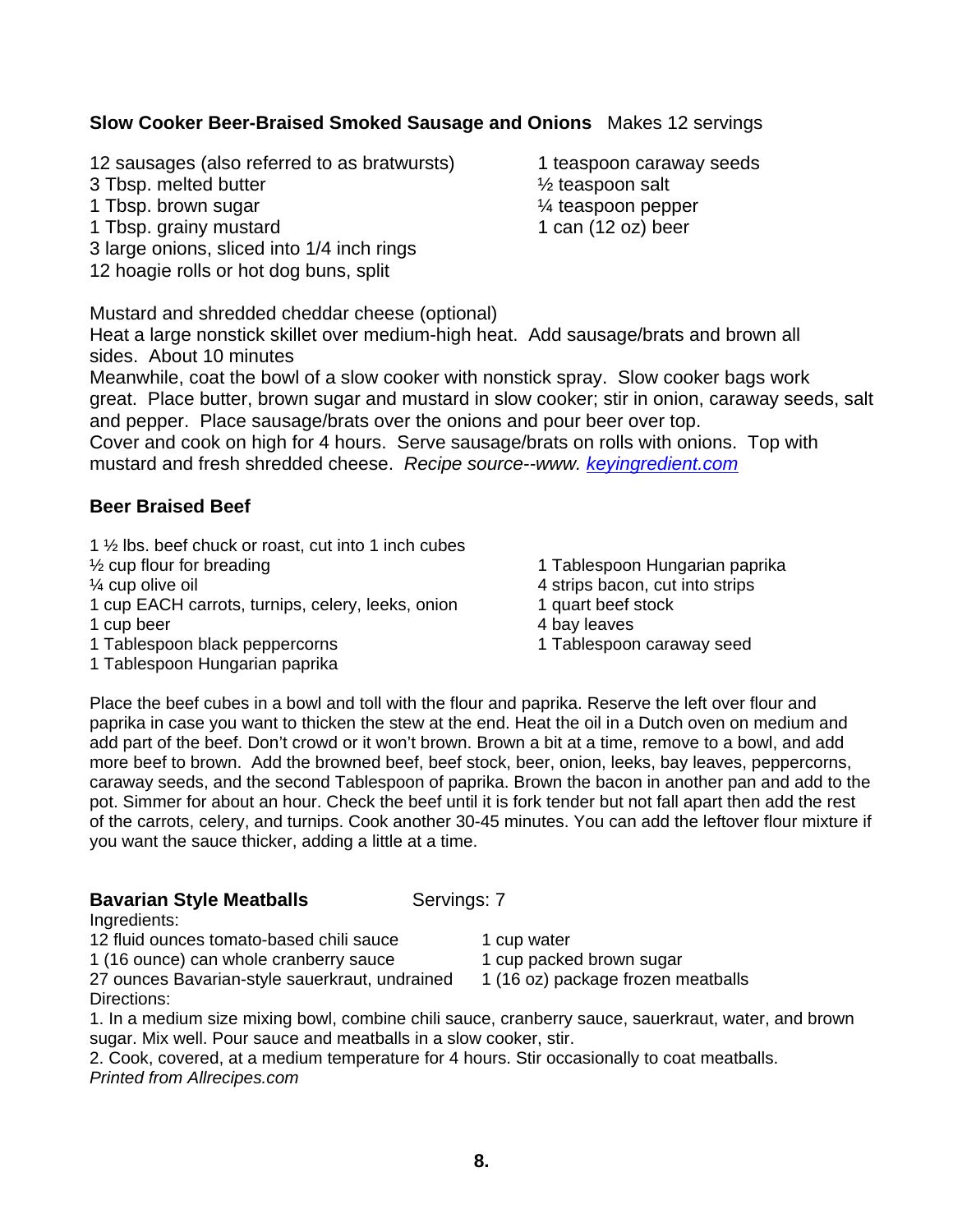**Slow Cooker Beer-Braised Smoked Sausage and Onions** Makes 12 servings

12 sausages (also referred to as bratwursts)
3 Tbsp. melted butter
1 Tbsp. brown sugar
1 Tbsp. grainy mustard
3 large onions, sliced into 1/4 inch rings
12 hoagie rolls or hot dog buns, split
1 teaspoon caraway seeds
½ teaspoon salt
¼ teaspoon pepper
1 can (12 oz) beer

Mustard and shredded cheddar cheese (optional)
Heat a large nonstick skillet over medium-high heat. Add sausage/brats and brown all sides. About 10 minutes
Meanwhile, coat the bowl of a slow cooker with nonstick spray. Slow cooker bags work great. Place butter, brown sugar and mustard in slow cooker; stir in onion, caraway seeds, salt and pepper. Place sausage/brats over the onions and pour beer over top.
Cover and cook on high for 4 hours. Serve sausage/brats on rolls with onions. Top with mustard and fresh shredded cheese. *Recipe source--www. keyingredient.com*

**Beer Braised Beef**

1 ½ lbs. beef chuck or roast, cut into 1 inch cubes
½ cup flour for breading
¼ cup olive oil
1 cup EACH carrots, turnips, celery, leeks, onion
1 cup beer
1 Tablespoon black peppercorns
1 Tablespoon Hungarian paprika
1 Tablespoon Hungarian paprika
4 strips bacon, cut into strips
1 quart beef stock
4 bay leaves
1 Tablespoon caraway seed

Place the beef cubes in a bowl and toll with the flour and paprika. Reserve the left over flour and paprika in case you want to thicken the stew at the end. Heat the oil in a Dutch oven on medium and add part of the beef. Don't crowd or it won't brown. Brown a bit at a time, remove to a bowl, and add more beef to brown. Add the browned beef, beef stock, beer, onion, leeks, bay leaves, peppercorns, caraway seeds, and the second Tablespoon of paprika. Brown the bacon in another pan and add to the pot. Simmer for about an hour. Check the beef until it is fork tender but not fall apart then add the rest of the carrots, celery, and turnips. Cook another 30-45 minutes. You can add the leftover flour mixture if you want the sauce thicker, adding a little at a time.

**Bavarian Style Meatballs** Servings: 7

Ingredients:
12 fluid ounces tomato-based chili sauce
1 (16 ounce) can whole cranberry sauce
27 ounces Bavarian-style sauerkraut, undrained
1 cup water
1 cup packed brown sugar
1 (16 oz) package frozen meatballs

Directions:
1. In a medium size mixing bowl, combine chili sauce, cranberry sauce, sauerkraut, water, and brown sugar. Mix well. Pour sauce and meatballs in a slow cooker, stir.
2. Cook, covered, at a medium temperature for 4 hours. Stir occasionally to coat meatballs.
*Printed from Allrecipes.com*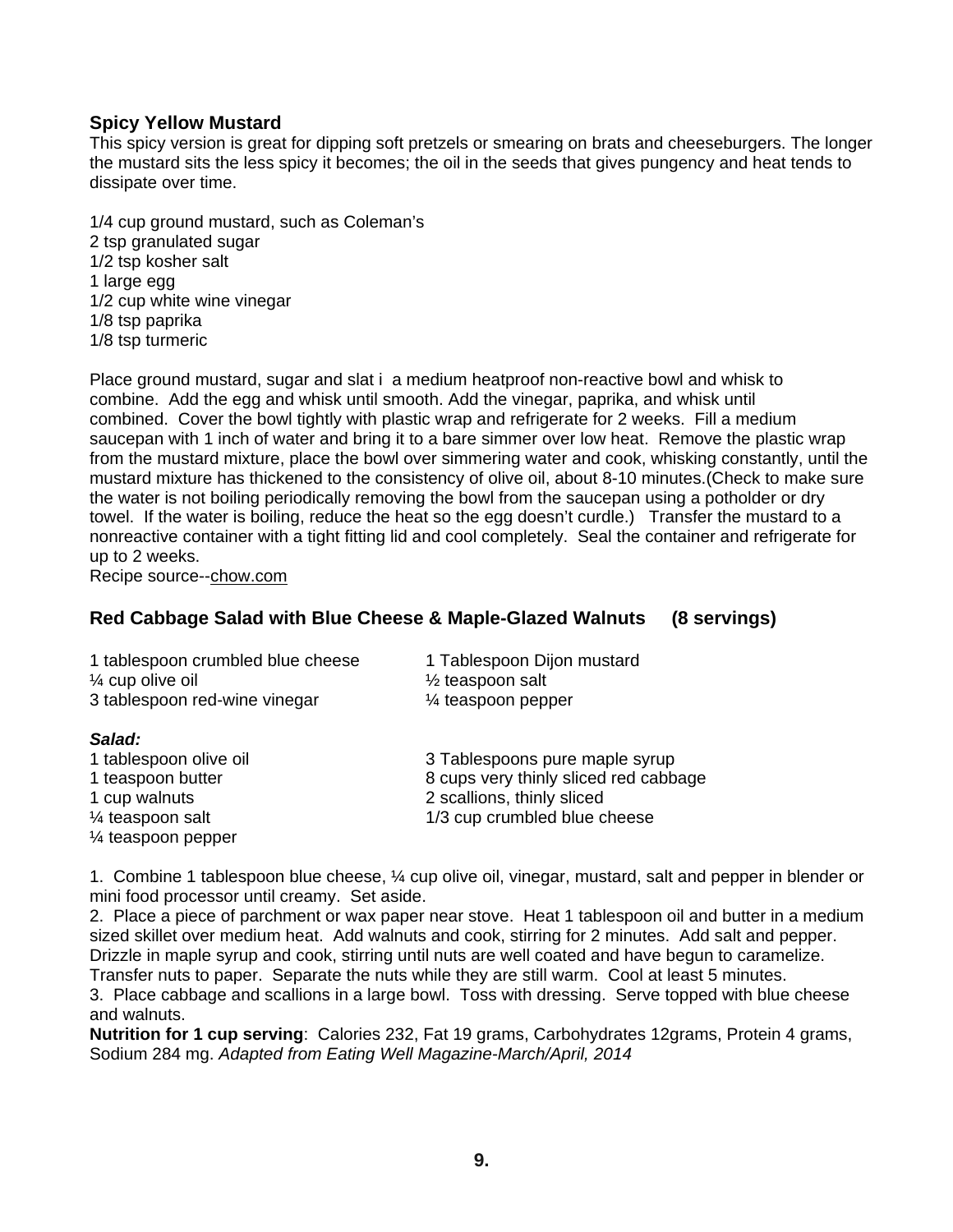### Spicy Yellow Mustard

This spicy version is great for dipping soft pretzels or smearing on brats and cheeseburgers. The longer the mustard sits the less spicy it becomes; the oil in the seeds that gives pungency and heat tends to dissipate over time.

1/4 cup ground mustard, such as Coleman's
2 tsp granulated sugar
1/2 tsp kosher salt
1 large egg
1/2 cup white wine vinegar
1/8 tsp paprika
1/8 tsp turmeric

Place ground mustard, sugar and slat i a medium heatproof non-reactive bowl and whisk to combine. Add the egg and whisk until smooth. Add the vinegar, paprika, and whisk until combined. Cover the bowl tightly with plastic wrap and refrigerate for 2 weeks. Fill a medium saucepan with 1 inch of water and bring it to a bare simmer over low heat. Remove the plastic wrap from the mustard mixture, place the bowl over simmering water and cook, whisking constantly, until the mustard mixture has thickened to the consistency of olive oil, about 8-10 minutes.(Check to make sure the water is not boiling periodically removing the bowl from the saucepan using a potholder or dry towel. If the water is boiling, reduce the heat so the egg doesn't curdle.) Transfer the mustard to a nonreactive container with a tight fitting lid and cool completely. Seal the container and refrigerate for up to 2 weeks.
Recipe source--chow.com

### Red Cabbage Salad with Blue Cheese & Maple-Glazed Walnuts (8 servings)

1 tablespoon crumbled blue cheese
¼ cup olive oil
3 tablespoon red-wine vinegar
1 Tablespoon Dijon mustard
½ teaspoon salt
¼ teaspoon pepper

***Salad:***

1 tablespoon olive oil
1 teaspoon butter
1 cup walnuts
¼ teaspoon salt
¼ teaspoon pepper
3 Tablespoons pure maple syrup
8 cups very thinly sliced red cabbage
2 scallions, thinly sliced
1/3 cup crumbled blue cheese

1. Combine 1 tablespoon blue cheese, ¼ cup olive oil, vinegar, mustard, salt and pepper in blender or mini food processor until creamy. Set aside.
2. Place a piece of parchment or wax paper near stove. Heat 1 tablespoon oil and butter in a medium sized skillet over medium heat. Add walnuts and cook, stirring for 2 minutes. Add salt and pepper. Drizzle in maple syrup and cook, stirring until nuts are well coated and have begun to caramelize. Transfer nuts to paper. Separate the nuts while they are still warm. Cool at least 5 minutes.
3. Place cabbage and scallions in a large bowl. Toss with dressing. Serve topped with blue cheese and walnuts.

**Nutrition for 1 cup serving**: Calories 232, Fat 19 grams, Carbohydrates 12grams, Protein 4 grams, Sodium 284 mg. *Adapted from Eating Well Magazine-March/April, 2014*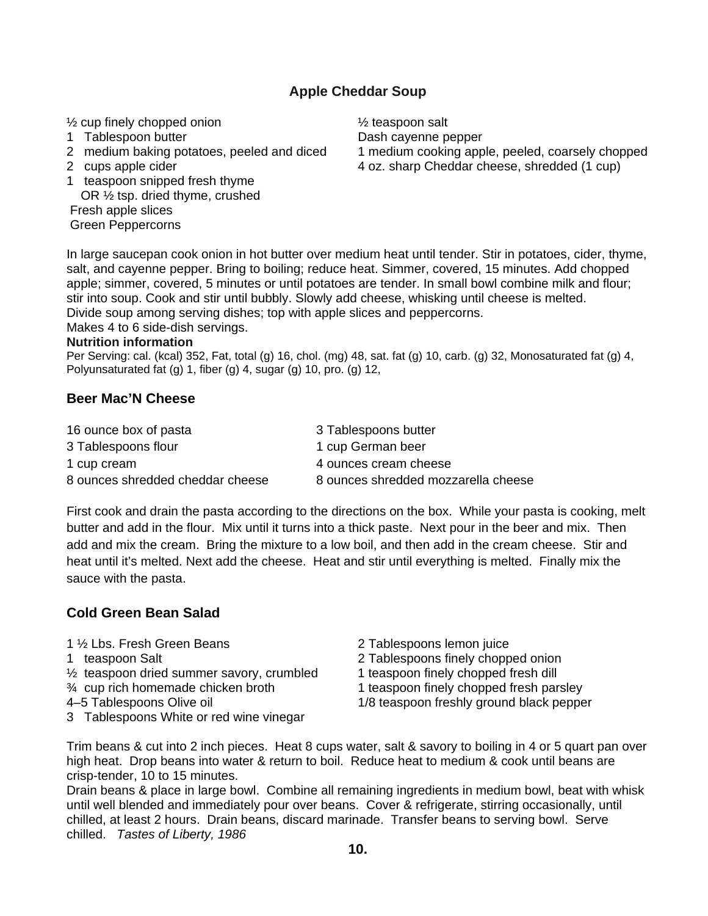## Apple Cheddar Soup

½ cup finely chopped onion
1 Tablespoon butter
2 medium baking potatoes, peeled and diced
2 cups apple cider
1 teaspoon snipped fresh thyme
OR ½ tsp. dried thyme, crushed
Fresh apple slices
Green Peppercorns
½ teaspoon salt
Dash cayenne pepper
1 medium cooking apple, peeled, coarsely chopped
4 oz. sharp Cheddar cheese, shredded (1 cup)

In large saucepan cook onion in hot butter over medium heat until tender. Stir in potatoes, cider, thyme, salt, and cayenne pepper. Bring to boiling; reduce heat. Simmer, covered, 15 minutes. Add chopped apple; simmer, covered, 5 minutes or until potatoes are tender. In small bowl combine milk and flour; stir into soup. Cook and stir until bubbly. Slowly add cheese, whisking until cheese is melted.
Divide soup among serving dishes; top with apple slices and peppercorns.
Makes 4 to 6 side-dish servings.

**Nutrition information**

Per Serving: cal. (kcal) 352, Fat, total (g) 16, chol. (mg) 48, sat. fat (g) 10, carb. (g) 32, Monosaturated fat (g) 4, Polyunsaturated fat (g) 1, fiber (g) 4, sugar (g) 10, pro. (g) 12,

## Beer Mac'N Cheese

16 ounce box of pasta
3 Tablespoons flour
1 cup cream
8 ounces shredded cheddar cheese
3 Tablespoons butter
1 cup German beer
4 ounces cream cheese
8 ounces shredded mozzarella cheese

First cook and drain the pasta according to the directions on the box. While your pasta is cooking, melt butter and add in the flour. Mix until it turns into a thick paste. Next pour in the beer and mix. Then add and mix the cream. Bring the mixture to a low boil, and then add in the cream cheese. Stir and heat until it's melted. Next add the cheese. Heat and stir until everything is melted. Finally mix the sauce with the pasta.

## Cold Green Bean Salad

1 ½ Lbs. Fresh Green Beans
1 teaspoon Salt
½ teaspoon dried summer savory, crumbled
¾ cup rich homemade chicken broth
4–5 Tablespoons Olive oil
3 Tablespoons White or red wine vinegar
2 Tablespoons lemon juice
2 Tablespoons finely chopped onion
1 teaspoon finely chopped fresh dill
1 teaspoon finely chopped fresh parsley
1/8 teaspoon freshly ground black pepper

Trim beans & cut into 2 inch pieces. Heat 8 cups water, salt & savory to boiling in 4 or 5 quart pan over high heat. Drop beans into water & return to boil. Reduce heat to medium & cook until beans are crisp-tender, 10 to 15 minutes.
Drain beans & place in large bowl. Combine all remaining ingredients in medium bowl, beat with whisk until well blended and immediately pour over beans. Cover & refrigerate, stirring occasionally, until chilled, at least 2 hours. Drain beans, discard marinade. Transfer beans to serving bowl. Serve chilled. *Tastes of Liberty, 1986*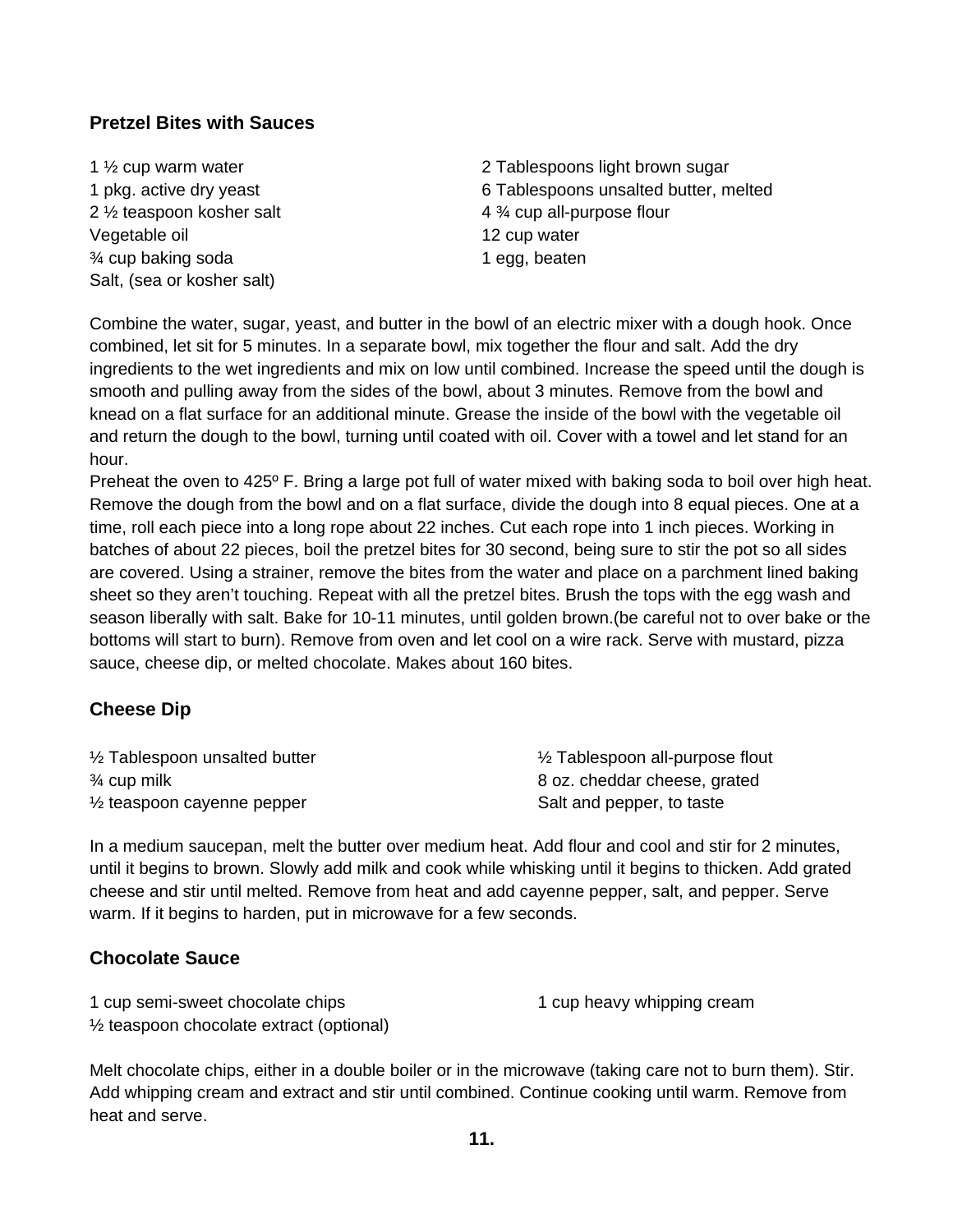## Pretzel Bites with Sauces

1 ½ cup warm water
1 pkg. active dry yeast
2 ½ teaspoon kosher salt
Vegetable oil
¾ cup baking soda
Salt, (sea or kosher salt)
2 Tablespoons light brown sugar
6 Tablespoons unsalted butter, melted
4 ¾ cup all-purpose flour
12 cup water
1 egg, beaten

Combine the water, sugar, yeast, and butter in the bowl of an electric mixer with a dough hook. Once combined, let sit for 5 minutes. In a separate bowl, mix together the flour and salt. Add the dry ingredients to the wet ingredients and mix on low until combined. Increase the speed until the dough is smooth and pulling away from the sides of the bowl, about 3 minutes. Remove from the bowl and knead on a flat surface for an additional minute. Grease the inside of the bowl with the vegetable oil and return the dough to the bowl, turning until coated with oil. Cover with a towel and let stand for an hour.
Preheat the oven to 425º F. Bring a large pot full of water mixed with baking soda to boil over high heat. Remove the dough from the bowl and on a flat surface, divide the dough into 8 equal pieces. One at a time, roll each piece into a long rope about 22 inches. Cut each rope into 1 inch pieces. Working in batches of about 22 pieces, boil the pretzel bites for 30 second, being sure to stir the pot so all sides are covered. Using a strainer, remove the bites from the water and place on a parchment lined baking sheet so they aren't touching. Repeat with all the pretzel bites. Brush the tops with the egg wash and season liberally with salt. Bake for 10-11 minutes, until golden brown.(be careful not to over bake or the bottoms will start to burn). Remove from oven and let cool on a wire rack. Serve with mustard, pizza sauce, cheese dip, or melted chocolate. Makes about 160 bites.

## Cheese Dip

½ Tablespoon unsalted butter
¾ cup milk
½ teaspoon cayenne pepper
½ Tablespoon all-purpose flout
8 oz. cheddar cheese, grated
Salt and pepper, to taste

In a medium saucepan, melt the butter over medium heat. Add flour and cool and stir for 2 minutes, until it begins to brown. Slowly add milk and cook while whisking until it begins to thicken. Add grated cheese and stir until melted. Remove from heat and add cayenne pepper, salt, and pepper. Serve warm. If it begins to harden, put in microwave for a few seconds.

## Chocolate Sauce

1 cup semi-sweet chocolate chips
½ teaspoon chocolate extract (optional)
1 cup heavy whipping cream

Melt chocolate chips, either in a double boiler or in the microwave (taking care not to burn them). Stir. Add whipping cream and extract and stir until combined. Continue cooking until warm. Remove from heat and serve.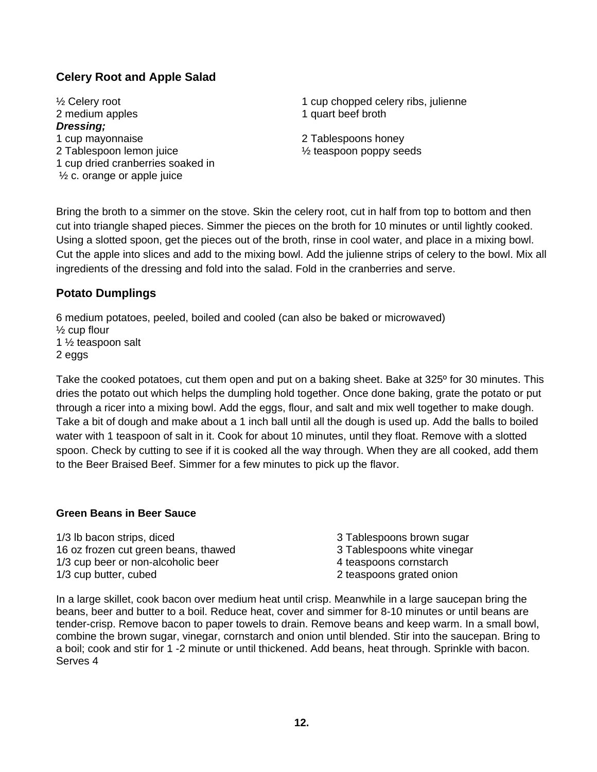## Celery Root and Apple Salad

½ Celery root
2 medium apples
1 cup chopped celery ribs, julienne
1 quart beef broth

***Dressing;***

1 cup mayonnaise
2 Tablespoon lemon juice
1 cup dried cranberries soaked in
½ c. orange or apple juice
2 Tablespoons honey
½ teaspoon poppy seeds

Bring the broth to a simmer on the stove. Skin the celery root, cut in half from top to bottom and then cut into triangle shaped pieces. Simmer the pieces on the broth for 10 minutes or until lightly cooked. Using a slotted spoon, get the pieces out of the broth, rinse in cool water, and place in a mixing bowl. Cut the apple into slices and add to the mixing bowl. Add the julienne strips of celery to the bowl. Mix all ingredients of the dressing and fold into the salad. Fold in the cranberries and serve.

## Potato Dumplings

6 medium potatoes, peeled, boiled and cooled (can also be baked or microwaved)
½ cup flour
1 ½ teaspoon salt
2 eggs

Take the cooked potatoes, cut them open and put on a baking sheet. Bake at 325º for 30 minutes. This dries the potato out which helps the dumpling hold together. Once done baking, grate the potato or put through a ricer into a mixing bowl. Add the eggs, flour, and salt and mix well together to make dough. Take a bit of dough and make about a 1 inch ball until all the dough is used up. Add the balls to boiled water with 1 teaspoon of salt in it. Cook for about 10 minutes, until they float. Remove with a slotted spoon. Check by cutting to see if it is cooked all the way through. When they are all cooked, add them to the Beer Braised Beef. Simmer for a few minutes to pick up the flavor.

### Green Beans in Beer Sauce

1/3 lb bacon strips, diced
16 oz frozen cut green beans, thawed
1/3 cup beer or non-alcoholic beer
1/3 cup butter, cubed
3 Tablespoons brown sugar
3 Tablespoons white vinegar
4 teaspoons cornstarch
2 teaspoons grated onion

In a large skillet, cook bacon over medium heat until crisp. Meanwhile in a large saucepan bring the beans, beer and butter to a boil. Reduce heat, cover and simmer for 8-10 minutes or until beans are tender-crisp. Remove bacon to paper towels to drain. Remove beans and keep warm. In a small bowl, combine the brown sugar, vinegar, cornstarch and onion until blended. Stir into the saucepan. Bring to a boil; cook and stir for 1 -2 minute or until thickened. Add beans, heat through. Sprinkle with bacon. Serves 4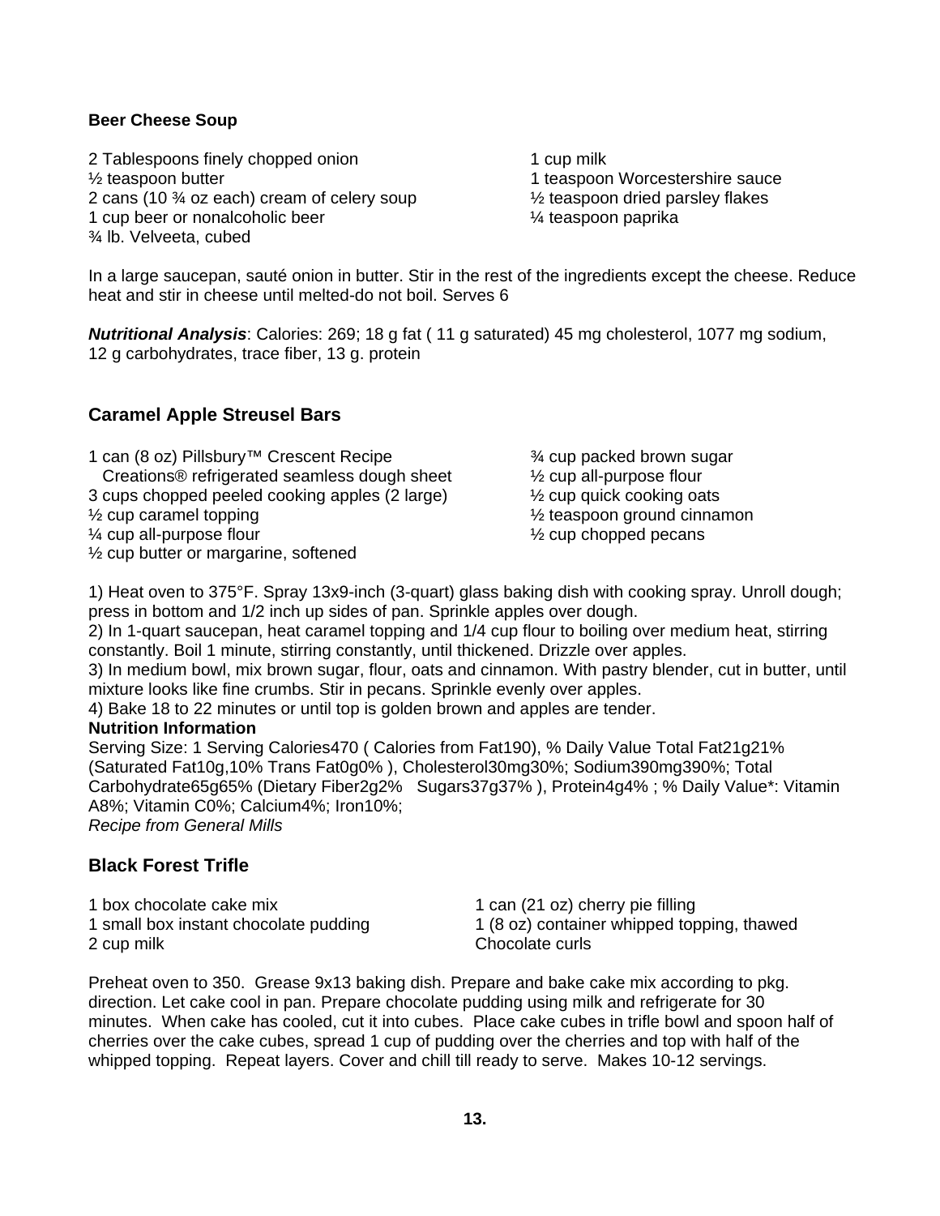### Beer Cheese Soup

2 Tablespoons finely chopped onion
½ teaspoon butter
2 cans (10 ¾ oz each) cream of celery soup
1 cup beer or nonalcoholic beer
¾ lb. Velveeta, cubed
1 cup milk
1 teaspoon Worcestershire sauce
½ teaspoon dried parsley flakes
¼ teaspoon paprika

In a large saucepan, sauté onion in butter. Stir in the rest of the ingredients except the cheese. Reduce heat and stir in cheese until melted-do not boil. Serves 6

***Nutritional Analysis***: Calories: 269; 18 g fat ( 11 g saturated) 45 mg cholesterol, 1077 mg sodium, 12 g carbohydrates, trace fiber, 13 g. protein

## Caramel Apple Streusel Bars

1 can (8 oz) Pillsbury™ Crescent Recipe Creations® refrigerated seamless dough sheet
3 cups chopped peeled cooking apples (2 large)
½ cup caramel topping
¼ cup all-purpose flour
½ cup butter or margarine, softened
¾ cup packed brown sugar
½ cup all-purpose flour
½ cup quick cooking oats
½ teaspoon ground cinnamon
½ cup chopped pecans

1) Heat oven to 375°F. Spray 13x9-inch (3-quart) glass baking dish with cooking spray. Unroll dough; press in bottom and 1/2 inch up sides of pan. Sprinkle apples over dough.
2) In 1-quart saucepan, heat caramel topping and 1/4 cup flour to boiling over medium heat, stirring constantly. Boil 1 minute, stirring constantly, until thickened. Drizzle over apples.
3) In medium bowl, mix brown sugar, flour, oats and cinnamon. With pastry blender, cut in butter, until mixture looks like fine crumbs. Stir in pecans. Sprinkle evenly over apples.
4) Bake 18 to 22 minutes or until top is golden brown and apples are tender.

**Nutrition Information**
Serving Size: 1 Serving Calories470 ( Calories from Fat190), % Daily Value Total Fat21g21% (Saturated Fat10g,10% Trans Fat0g0% ), Cholesterol30mg30%; Sodium390mg390%; Total Carbohydrate65g65% (Dietary Fiber2g2% Sugars37g37% ), Protein4g4% ; % Daily Value*: Vitamin A8%; Vitamin C0%; Calcium4%; Iron10%;
*Recipe from General Mills*

## Black Forest Trifle

1 box chocolate cake mix
1 small box instant chocolate pudding
2 cup milk
1 can (21 oz) cherry pie filling
1 (8 oz) container whipped topping, thawed
Chocolate curls

Preheat oven to 350. Grease 9x13 baking dish. Prepare and bake cake mix according to pkg. direction. Let cake cool in pan. Prepare chocolate pudding using milk and refrigerate for 30 minutes. When cake has cooled, cut it into cubes. Place cake cubes in trifle bowl and spoon half of cherries over the cake cubes, spread 1 cup of pudding over the cherries and top with half of the whipped topping. Repeat layers. Cover and chill till ready to serve. Makes 10-12 servings.